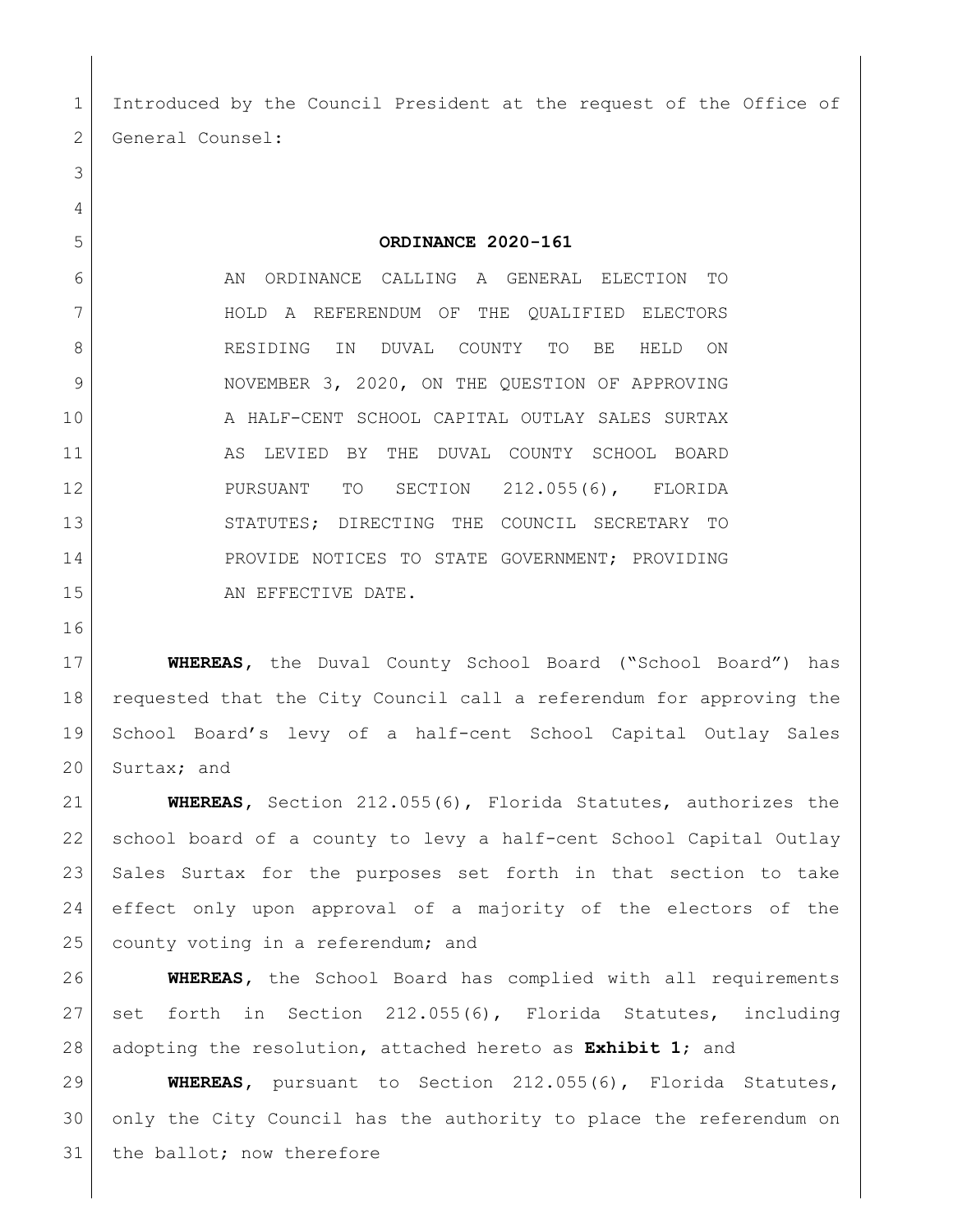Introduced by the Council President at the request of the Office of General Counsel:

# ORDINANCE 2020-161

AN ORDINANCE CALLING A GENERAL ELECTION TO HOLD A REFERENDUM OF THE QUALIFIED ELECTORS RESIDING IN DUVAL COUNTY TO BE HELD ON NOVEMBER 3, 2020, ON THE QUESTION OF APPROVING A HALF-CENT SCHOOL CAPITAL OUTLAY SALES SURTAX AS LEVIED BY THE DUVAL COUNTY SCHOOL BOARD PURSUANT TO SECTION 212.055(6), FLORIDA STATUTES; DIRECTING THE COUNCIL SECRETARY TO PROVIDE NOTICES TO STATE GOVERNMENT; PROVIDING AN EFFECTIVE DATE.

**WHEREAS**, the Duval County School Board ("School Board") has requested that the City Council call a referendum for approving the School Board's levy of a half-cent School Capital Outlay Sales Surtax; and

**WHEREAS**, Section 212.055(6), Florida Statutes, authorizes the school board of a county to levy a half-cent School Capital Outlay Sales Surtax for the purposes set forth in that section to take effect only upon approval of a majority of the electors of the county voting in a referendum; and

**WHEREAS**, the School Board has complied with all requirements set forth in Section 212.055(6), Florida Statutes, including adopting the resolution, attached hereto as **Exhibit 1**; and

**WHEREAS**, pursuant to Section 212.055(6), Florida Statutes, only the City Council has the authority to place the referendum on the ballot; now therefore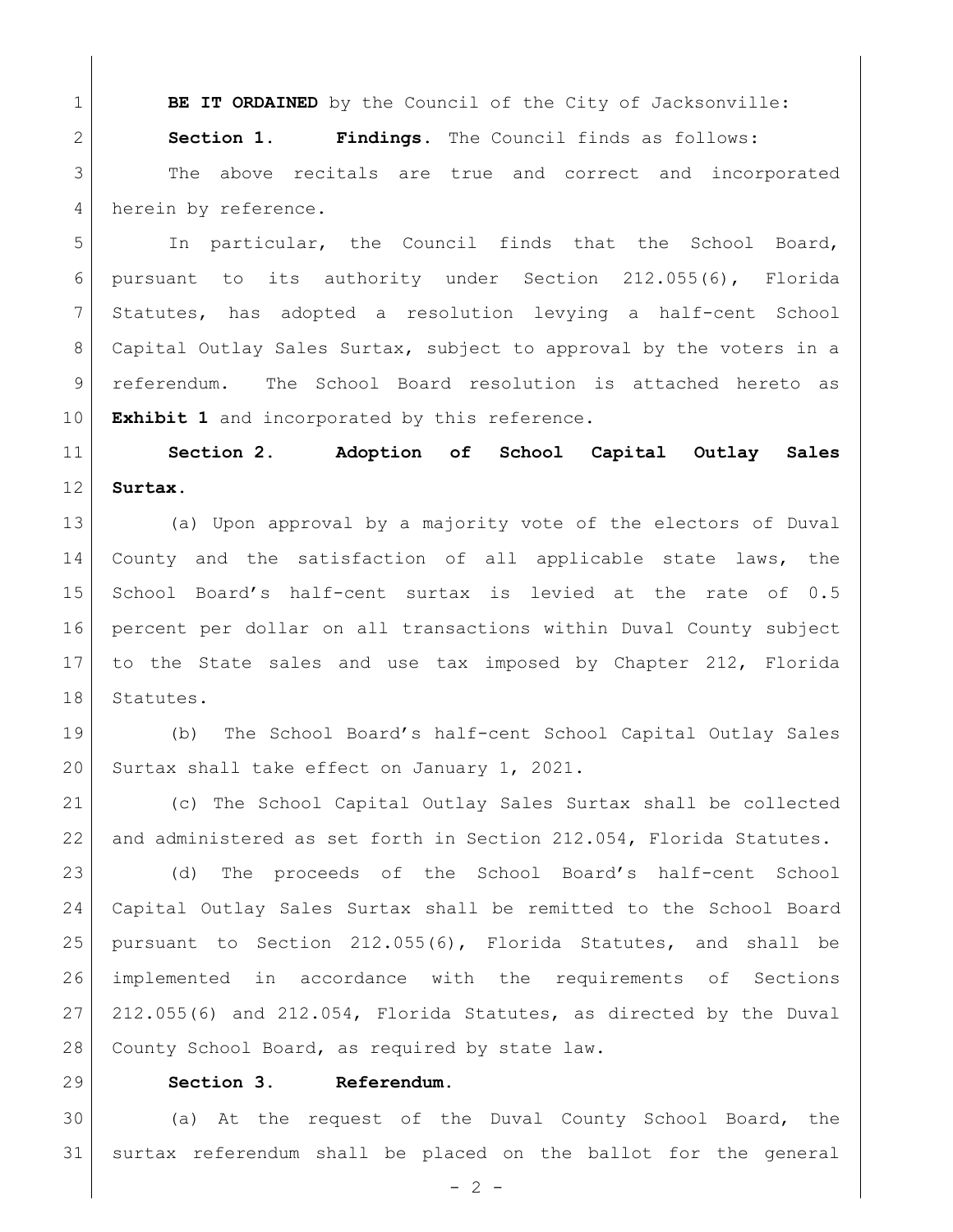**BE IT ORDAINED** by the Council of the City of Jacksonville:

**Section 1. Findings.** The Council finds as follows:

The above recitals are true and correct and incorporated herein by reference.

In particular, the Council finds that the School Board, pursuant to its authority under Section 212.055(6), Florida Statutes, has adopted a resolution levying a half-cent School Capital Outlay Sales Surtax, subject to approval by the voters in a referendum. The School Board resolution is attached hereto as **Exhibit 1** and incorporated by this reference.

**Section 2. Adoption of School Capital Outlay Sales Surtax.**

(a) Upon approval by a majority vote of the electors of Duval County and the satisfaction of all applicable state laws, the School Board's half-cent surtax is levied at the rate of 0.5 percent per dollar on all transactions within Duval County subject to the State sales and use tax imposed by Chapter 212, Florida Statutes.

(b) The School Board's half-cent School Capital Outlay Sales Surtax shall take effect on January 1, 2021.

(c) The School Capital Outlay Sales Surtax shall be collected and administered as set forth in Section 212.054, Florida Statutes.

(d) The proceeds of the School Board's half-cent School Capital Outlay Sales Surtax shall be remitted to the School Board pursuant to Section 212.055(6), Florida Statutes, and shall be implemented in accordance with the requirements of Sections 212.055(6) and 212.054, Florida Statutes, as directed by the Duval County School Board, as required by state law.

**Section 3. Referendum.**

(a) At the request of the Duval County School Board, the surtax referendum shall be placed on the ballot for the general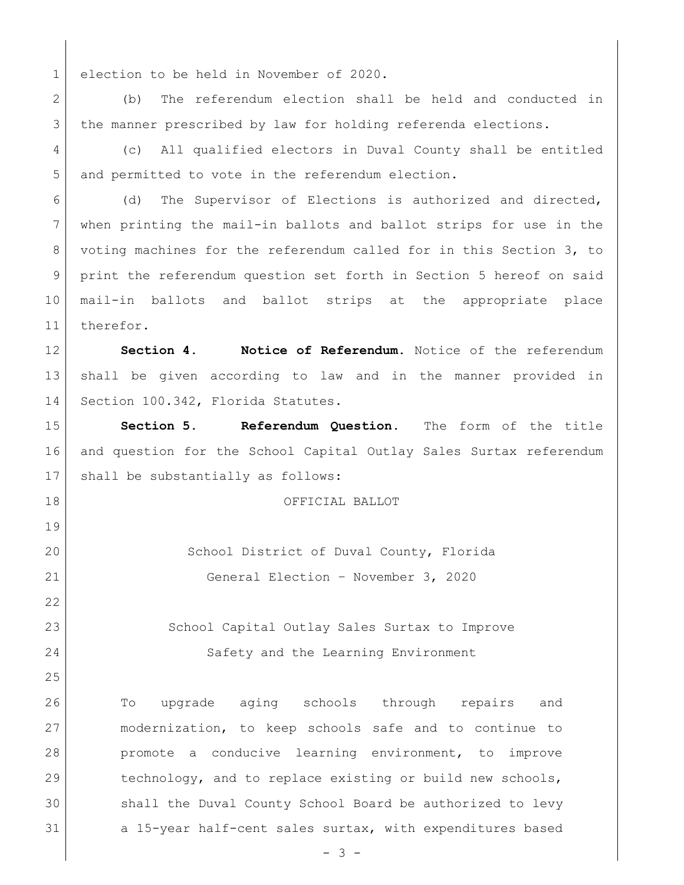election to be held in November of 2020.

(b) The referendum election shall be held and conducted in the manner prescribed by law for holding referenda elections.

(c) All qualified electors in Duval County shall be entitled and permitted to vote in the referendum election.

(d) The Supervisor of Elections is authorized and directed, when printing the mail-in ballots and ballot strips for use in the voting machines for the referendum called for in this Section 3, to print the referendum question set forth in Section 5 hereof on said mail-in ballots and ballot strips at the appropriate place therefor.

**Section 4. Notice of Referendum.** Notice of the referendum shall be given according to law and in the manner provided in Section 100.342, Florida Statutes.

**Section 5. Referendum Question.** The form of the title and question for the School Capital Outlay Sales Surtax referendum shall be substantially as follows:

OFFICIAL BALLOT

School District of Duval County, Florida
General Election – November 3, 2020

School Capital Outlay Sales Surtax to Improve
Safety and the Learning Environment

To upgrade aging schools through repairs and modernization, to keep schools safe and to continue to promote a conducive learning environment, to improve technology, and to replace existing or build new schools, shall the Duval County School Board be authorized to levy a 15-year half-cent sales surtax, with expenditures based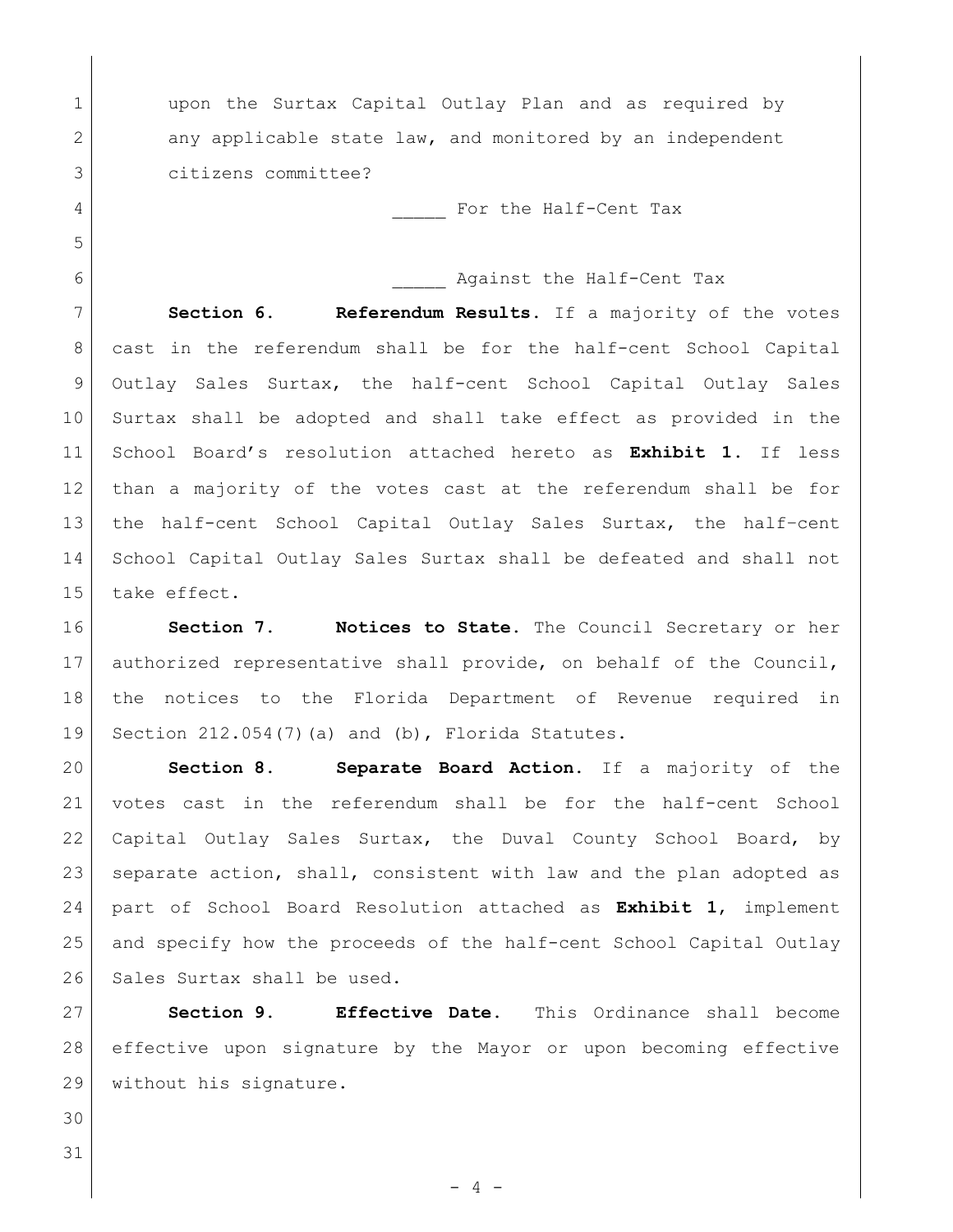upon the Surtax Capital Outlay Plan and as required by any applicable state law, and monitored by an independent citizens committee?

_____ For the Half-Cent Tax

_____ Against the Half-Cent Tax

**Section 6. Referendum Results.** If a majority of the votes cast in the referendum shall be for the half-cent School Capital Outlay Sales Surtax, the half-cent School Capital Outlay Sales Surtax shall be adopted and shall take effect as provided in the School Board's resolution attached hereto as **Exhibit 1**. If less than a majority of the votes cast at the referendum shall be for the half-cent School Capital Outlay Sales Surtax, the half-cent School Capital Outlay Sales Surtax shall be defeated and shall not take effect.

**Section 7. Notices to State.** The Council Secretary or her authorized representative shall provide, on behalf of the Council, the notices to the Florida Department of Revenue required in Section 212.054(7)(a) and (b), Florida Statutes.

**Section 8. Separate Board Action.** If a majority of the votes cast in the referendum shall be for the half-cent School Capital Outlay Sales Surtax, the Duval County School Board, by separate action, shall, consistent with law and the plan adopted as part of School Board Resolution attached as **Exhibit 1**, implement and specify how the proceeds of the half-cent School Capital Outlay Sales Surtax shall be used.

**Section 9. Effective Date.** This Ordinance shall become effective upon signature by the Mayor or upon becoming effective without his signature.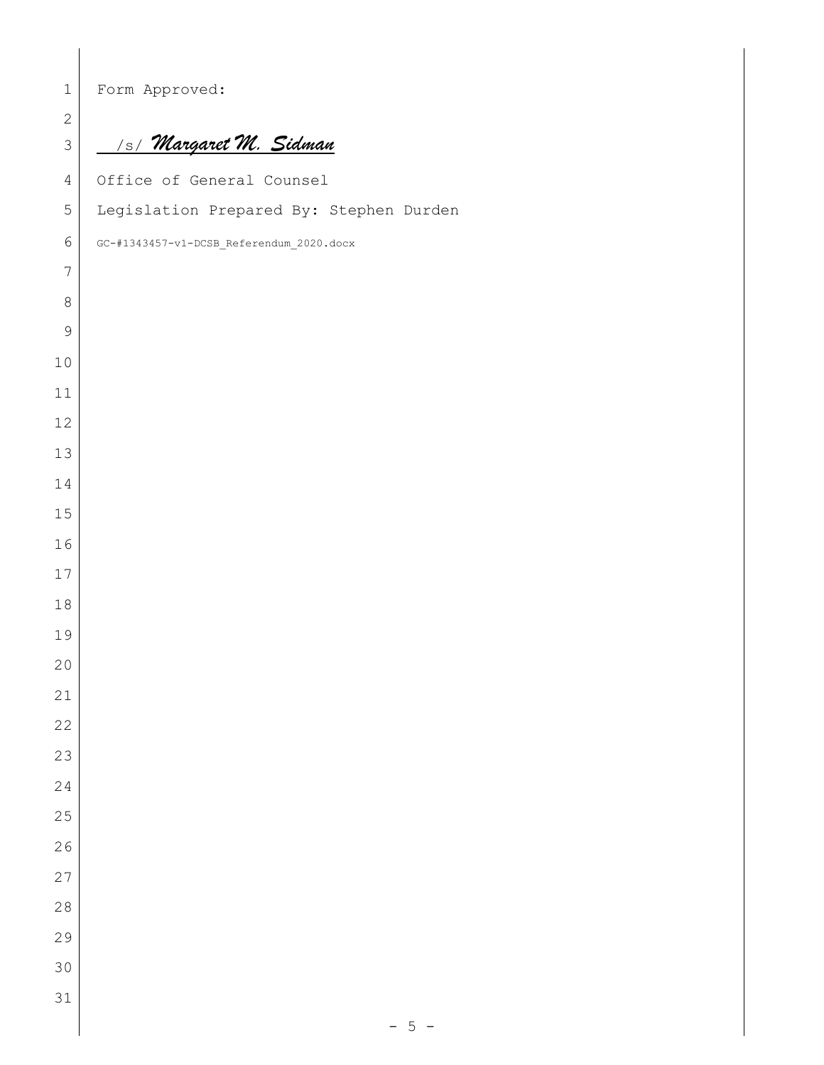Form Approved:

/s/ *Margaret M. Sidman*

Office of General Counsel

Legislation Prepared By: Stephen Durden

GC-#1343457-v1-DCSB_Referendum_2020.docx